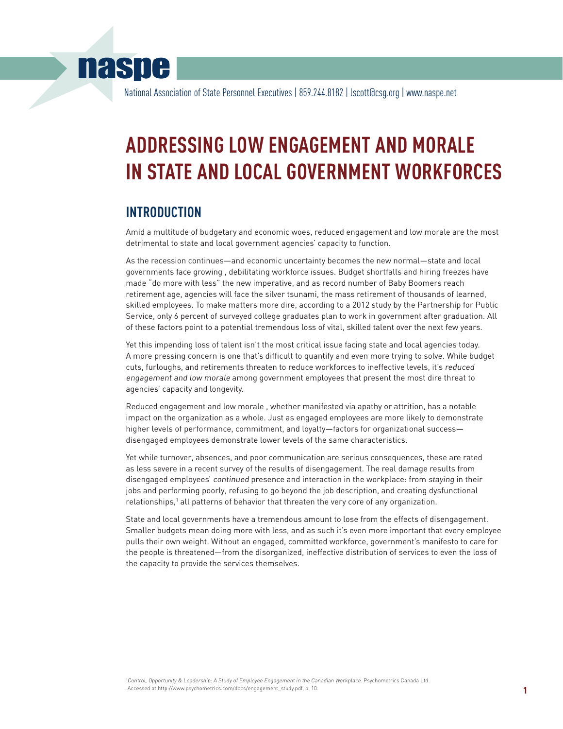naspe

National Association of State Personnel Executives | 859.244.8182 | lscott@csg.org | www.naspe.net

# ADDRESSING LOW ENGAGEMENT AND MORALE IN STATE AND LOCAL GOVERNMENT WORKFORCES

## INTRODUCTION

Amid a multitude of budgetary and economic woes, reduced engagement and low morale are the most detrimental to state and local government agencies' capacity to function.

As the recession continues—and economic uncertainty becomes the new normal—state and local governments face growing , debilitating workforce issues. Budget shortfalls and hiring freezes have made "do more with less" the new imperative, and as record number of Baby Boomers reach retirement age, agencies will face the silver tsunami, the mass retirement of thousands of learned, skilled employees. To make matters more dire, according to a 2012 study by the Partnership for Public Service, only 6 percent of surveyed college graduates plan to work in government after graduation. All of these factors point to a potential tremendous loss of vital, skilled talent over the next few years.

Yet this impending loss of talent isn't the most critical issue facing state and local agencies today. A more pressing concern is one that's difficult to quantify and even more trying to solve. While budget cuts, furloughs, and retirements threaten to reduce workforces to ineffective levels, it's *reduced engagement and low morale* among government employees that present the most dire threat to agencies' capacity and longevity.

Reduced engagement and low morale , whether manifested via apathy or attrition, has a notable impact on the organization as a whole. Just as engaged employees are more likely to demonstrate higher levels of performance, commitment, and loyalty—factors for organizational success—disengaged employees demonstrate lower levels of the same characteristics.

Yet while turnover, absences, and poor communication are serious consequences, these are rated as less severe in a recent survey of the results of disengagement. The real damage results from disengaged employees' *continued* presence and interaction in the workplace: from *staying* in their jobs and performing poorly, refusing to go beyond the job description, and creating dysfunctional relationships,[1] all patterns of behavior that threaten the very core of any organization.

State and local governments have a tremendous amount to lose from the effects of disengagement. Smaller budgets mean doing more with less, and as such it's even more important that every employee pulls their own weight. Without an engaged, committed workforce, government's manifesto to care for the people is threatened—from the disorganized, ineffective distribution of services to even the loss of the capacity to provide the services themselves.

[1] *Control, Opportunity & Leadership: A Study of Employee Engagement in the Canadian Workplace.* Psychometrics Canada Ltd. Accessed at http://www.psychometrics.com/docs/engagement_study.pdf, p. 10.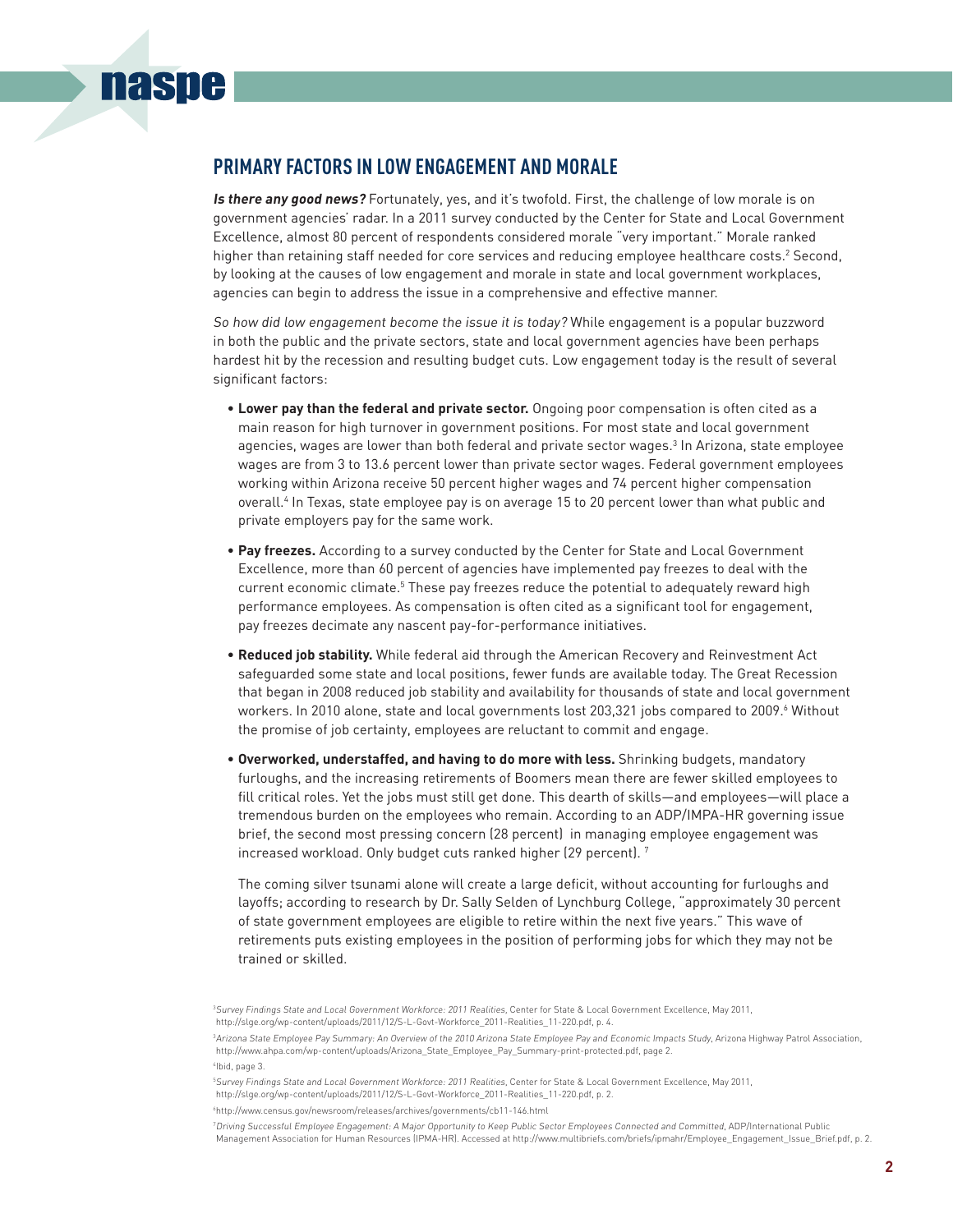## PRIMARY FACTORS IN LOW ENGAGEMENT AND MORALE

***Is there any good news?*** Fortunately, yes, and it's twofold. First, the challenge of low morale is on government agencies' radar. In a 2011 survey conducted by the Center for State and Local Government Excellence, almost 80 percent of respondents considered morale "very important." Morale ranked higher than retaining staff needed for core services and reducing employee healthcare costs.[2] Second, by looking at the causes of low engagement and morale in state and local government workplaces, agencies can begin to address the issue in a comprehensive and effective manner.

*So how did low engagement become the issue it is today?* While engagement is a popular buzzword in both the public and the private sectors, state and local government agencies have been perhaps hardest hit by the recession and resulting budget cuts. Low engagement today is the result of several significant factors:

- **Lower pay than the federal and private sector.** Ongoing poor compensation is often cited as a main reason for high turnover in government positions. For most state and local government agencies, wages are lower than both federal and private sector wages.[3] In Arizona, state employee wages are from 3 to 13.6 percent lower than private sector wages. Federal government employees working within Arizona receive 50 percent higher wages and 74 percent higher compensation overall.[4] In Texas, state employee pay is on average 15 to 20 percent lower than what public and private employers pay for the same work.

- **Pay freezes.** According to a survey conducted by the Center for State and Local Government Excellence, more than 60 percent of agencies have implemented pay freezes to deal with the current economic climate.[5] These pay freezes reduce the potential to adequately reward high performance employees. As compensation is often cited as a significant tool for engagement, pay freezes decimate any nascent pay-for-performance initiatives.

- **Reduced job stability.** While federal aid through the American Recovery and Reinvestment Act safeguarded some state and local positions, fewer funds are available today. The Great Recession that began in 2008 reduced job stability and availability for thousands of state and local government workers. In 2010 alone, state and local governments lost 203,321 jobs compared to 2009.[6] Without the promise of job certainty, employees are reluctant to commit and engage.

- **Overworked, understaffed, and having to do more with less.** Shrinking budgets, mandatory furloughs, and the increasing retirements of Boomers mean there are fewer skilled employees to fill critical roles. Yet the jobs must still get done. This dearth of skills—and employees—will place a tremendous burden on the employees who remain. According to an ADP/IMPA-HR governing issue brief, the second most pressing concern (28 percent) in managing employee engagement was increased workload. Only budget cuts ranked higher (29 percent).[7]

  The coming silver tsunami alone will create a large deficit, without accounting for furloughs and layoffs; according to research by Dr. Sally Selden of Lynchburg College, "approximately 30 percent of state government employees are eligible to retire within the next five years." This wave of retirements puts existing employees in the position of performing jobs for which they may not be trained or skilled.

---

[2] *Survey Findings State and Local Government Workforce: 2011 Realities*, Center for State & Local Government Excellence, May 2011, http://slge.org/wp-content/uploads/2011/12/S-L-Govt-Workforce_2011-Realities_11-220.pdf, p. 4.

[3] *Arizona State Employee Pay Summary: An Overview of the 2010 Arizona State Employee Pay and Economic Impacts Study*, Arizona Highway Patrol Association, http://www.ahpa.com/wp-content/uploads/Arizona_State_Employee_Pay_Summary-print-protected.pdf, page 2.

[4] Ibid, page 3.

[5] *Survey Findings State and Local Government Workforce: 2011 Realities*, Center for State & Local Government Excellence, May 2011, http://slge.org/wp-content/uploads/2011/12/S-L-Govt-Workforce_2011-Realities_11-220.pdf, p. 2.

[6] http://www.census.gov/newsroom/releases/archives/governments/cb11-146.html

[7] *Driving Successful Employee Engagement: A Major Opportunity to Keep Public Sector Employees Connected and Committed*, ADP/International Public Management Association for Human Resources (IPMA-HR). Accessed at http://www.multibriefs.com/briefs/ipmahr/Employee_Engagement_Issue_Brief.pdf, p. 2.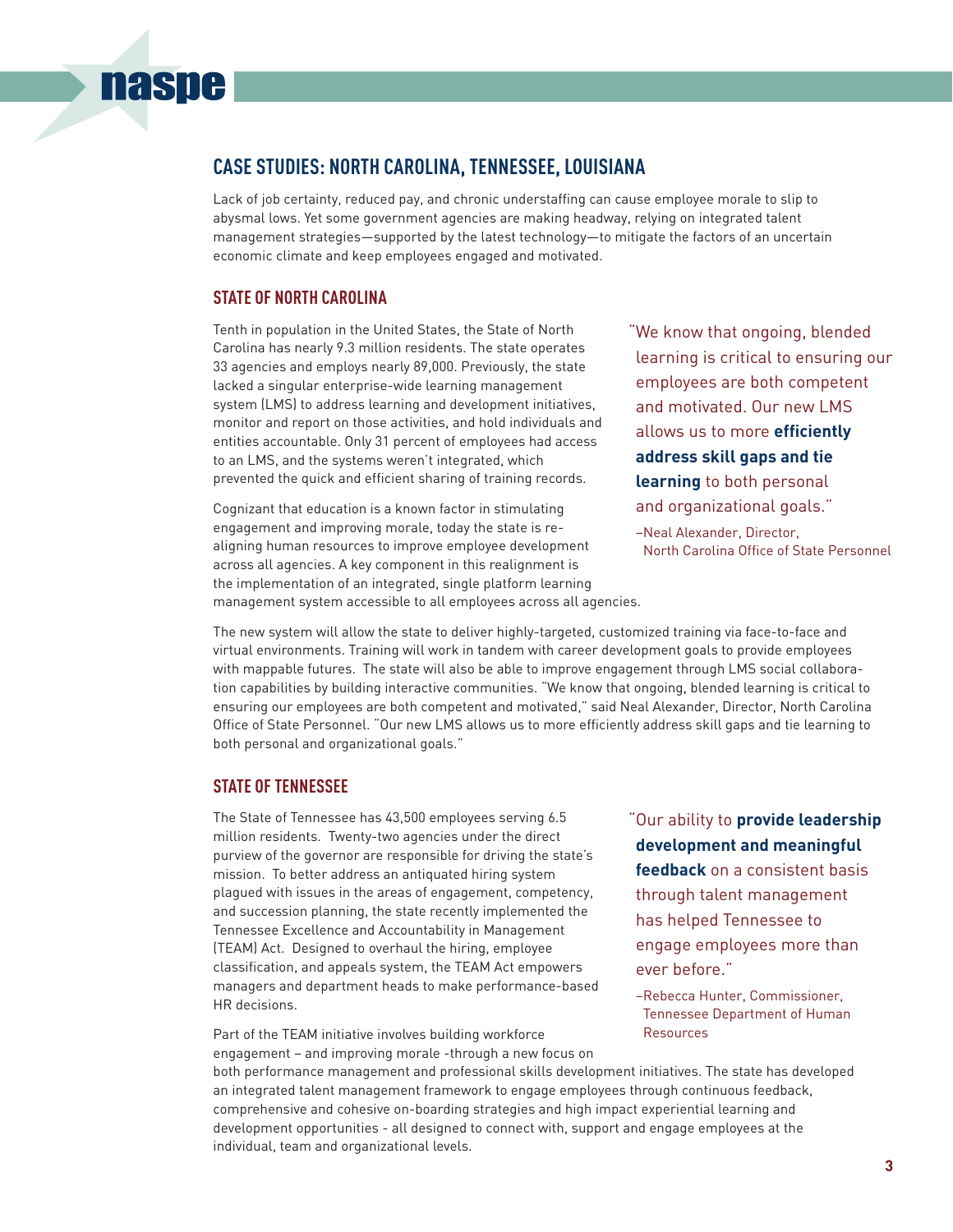## CASE STUDIES: NORTH CAROLINA, TENNESSEE, LOUISIANA

Lack of job certainty, reduced pay, and chronic understaffing can cause employee morale to slip to abysmal lows. Yet some government agencies are making headway, relying on integrated talent management strategies—supported by the latest technology—to mitigate the factors of an uncertain economic climate and keep employees engaged and motivated.

### STATE OF NORTH CAROLINA

Tenth in population in the United States, the State of North Carolina has nearly 9.3 million residents. The state operates 33 agencies and employs nearly 89,000. Previously, the state lacked a singular enterprise-wide learning management system (LMS) to address learning and development initiatives, monitor and report on those activities, and hold individuals and entities accountable. Only 31 percent of employees had access to an LMS, and the systems weren't integrated, which prevented the quick and efficient sharing of training records.

Cognizant that education is a known factor in stimulating engagement and improving morale, today the state is re-aligning human resources to improve employee development across all agencies. A key component in this realignment is the implementation of an integrated, single platform learning management system accessible to all employees across all agencies.

> "We know that ongoing, blended learning is critical to ensuring our employees are both competent and motivated. Our new LMS allows us to more **efficiently address skill gaps and tie learning** to both personal and organizational goals."
>
> –Neal Alexander, Director, North Carolina Office of State Personnel

The new system will allow the state to deliver highly-targeted, customized training via face-to-face and virtual environments. Training will work in tandem with career development goals to provide employees with mappable futures. The state will also be able to improve engagement through LMS social collaboration capabilities by building interactive communities. "We know that ongoing, blended learning is critical to ensuring our employees are both competent and motivated," said Neal Alexander, Director, North Carolina Office of State Personnel. "Our new LMS allows us to more efficiently address skill gaps and tie learning to both personal and organizational goals."

### STATE OF TENNESSEE

The State of Tennessee has 43,500 employees serving 6.5 million residents. Twenty-two agencies under the direct purview of the governor are responsible for driving the state's mission. To better address an antiquated hiring system plagued with issues in the areas of engagement, competency, and succession planning, the state recently implemented the Tennessee Excellence and Accountability in Management (TEAM) Act. Designed to overhaul the hiring, employee classification, and appeals system, the TEAM Act empowers managers and department heads to make performance-based HR decisions.

> "Our ability to **provide leadership development and meaningful feedback** on a consistent basis through talent management has helped Tennessee to engage employees more than ever before."
>
> –Rebecca Hunter, Commissioner, Tennessee Department of Human Resources

Part of the TEAM initiative involves building workforce engagement – and improving morale -through a new focus on both performance management and professional skills development initiatives. The state has developed an integrated talent management framework to engage employees through continuous feedback, comprehensive and cohesive on-boarding strategies and high impact experiential learning and development opportunities - all designed to connect with, support and engage employees at the individual, team and organizational levels.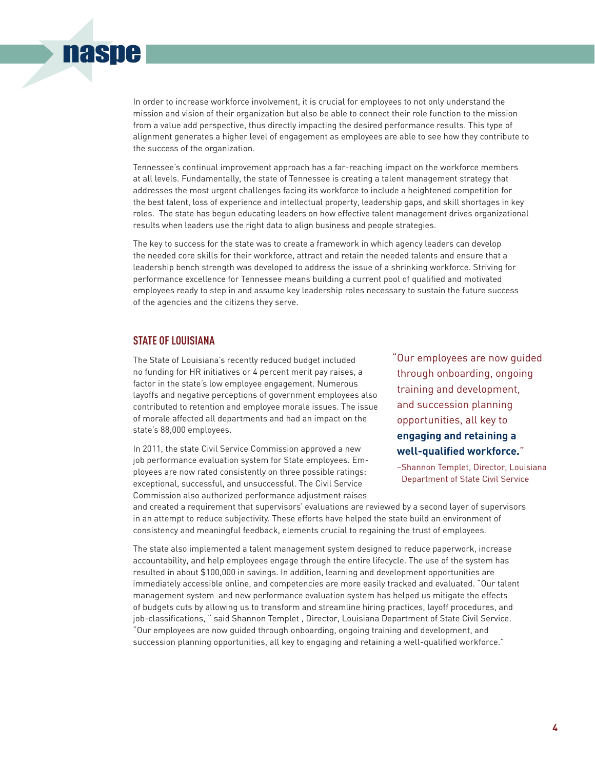In order to increase workforce involvement, it is crucial for employees to not only understand the mission and vision of their organization but also be able to connect their role function to the mission from a value add perspective, thus directly impacting the desired performance results. This type of alignment generates a higher level of engagement as employees are able to see how they contribute to the success of the organization.

Tennessee's continual improvement approach has a far-reaching impact on the workforce members at all levels. Fundamentally, the state of Tennessee is creating a talent management strategy that addresses the most urgent challenges facing its workforce to include a heightened competition for the best talent, loss of experience and intellectual property, leadership gaps, and skill shortages in key roles. The state has begun educating leaders on how effective talent management drives organizational results when leaders use the right data to align business and people strategies.

The key to success for the state was to create a framework in which agency leaders can develop the needed core skills for their workforce, attract and retain the needed talents and ensure that a leadership bench strength was developed to address the issue of a shrinking workforce. Striving for performance excellence for Tennessee means building a current pool of qualified and motivated employees ready to step in and assume key leadership roles necessary to sustain the future success of the agencies and the citizens they serve.

## STATE OF LOUISIANA

The State of Louisiana's recently reduced budget included no funding for HR initiatives or 4 percent merit pay raises, a factor in the state's low employee engagement. Numerous layoffs and negative perceptions of government employees also contributed to retention and employee morale issues. The issue of morale affected all departments and had an impact on the state's 88,000 employees.

> "Our employees are now guided through onboarding, ongoing training and development, and succession planning opportunities, all key to **engaging and retaining a well-qualified workforce.**"
>
> –Shannon Templet, Director, Louisiana Department of State Civil Service

In 2011, the state Civil Service Commission approved a new job performance evaluation system for State employees. Employees are now rated consistently on three possible ratings: exceptional, successful, and unsuccessful. The Civil Service Commission also authorized performance adjustment raises and created a requirement that supervisors' evaluations are reviewed by a second layer of supervisors in an attempt to reduce subjectivity. These efforts have helped the state build an environment of consistency and meaningful feedback, elements crucial to regaining the trust of employees.

The state also implemented a talent management system designed to reduce paperwork, increase accountability, and help employees engage through the entire lifecycle. The use of the system has resulted in about $100,000 in savings. In addition, learning and development opportunities are immediately accessible online, and competencies are more easily tracked and evaluated. "Our talent management system and new performance evaluation system has helped us mitigate the effects of budgets cuts by allowing us to transform and streamline hiring practices, layoff procedures, and job-classifications, " said Shannon Templet , Director, Louisiana Department of State Civil Service. "Our employees are now guided through onboarding, ongoing training and development, and succession planning opportunities, all key to engaging and retaining a well-qualified workforce."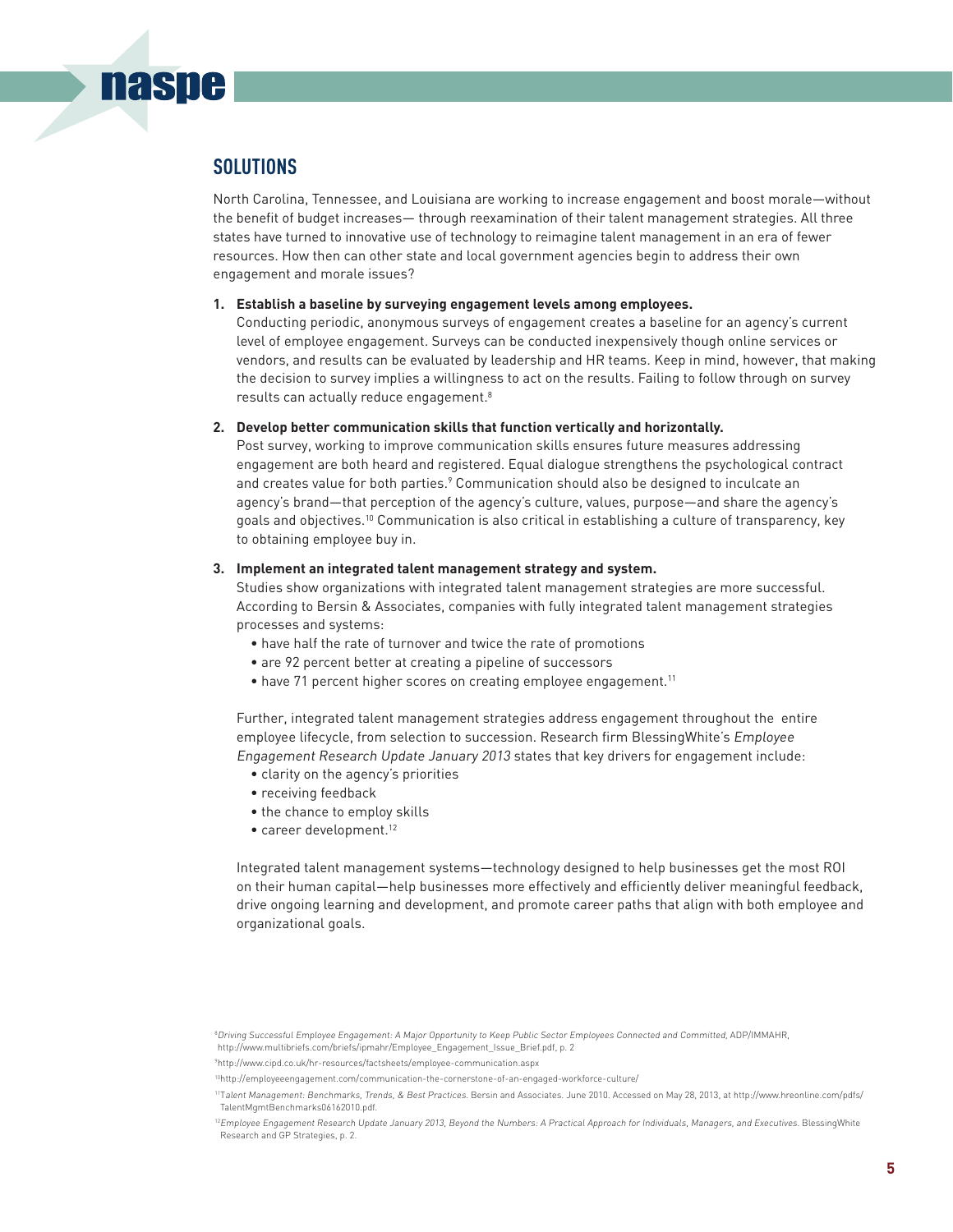## SOLUTIONS

North Carolina, Tennessee, and Louisiana are working to increase engagement and boost morale—without the benefit of budget increases— through reexamination of their talent management strategies. All three states have turned to innovative use of technology to reimagine talent management in an era of fewer resources. How then can other state and local government agencies begin to address their own engagement and morale issues?

1. **Establish a baseline by surveying engagement levels among employees.**
   Conducting periodic, anonymous surveys of engagement creates a baseline for an agency's current level of employee engagement. Surveys can be conducted inexpensively though online services or vendors, and results can be evaluated by leadership and HR teams. Keep in mind, however, that making the decision to survey implies a willingness to act on the results. Failing to follow through on survey results can actually reduce engagement.[8]

2. **Develop better communication skills that function vertically and horizontally.**
   Post survey, working to improve communication skills ensures future measures addressing engagement are both heard and registered. Equal dialogue strengthens the psychological contract and creates value for both parties.[9] Communication should also be designed to inculcate an agency's brand—that perception of the agency's culture, values, purpose—and share the agency's goals and objectives.[10] Communication is also critical in establishing a culture of transparency, key to obtaining employee buy in.

3. **Implement an integrated talent management strategy and system.**
   Studies show organizations with integrated talent management strategies are more successful. According to Bersin & Associates, companies with fully integrated talent management strategies processes and systems:
   - have half the rate of turnover and twice the rate of promotions
   - are 92 percent better at creating a pipeline of successors
   - have 71 percent higher scores on creating employee engagement.[11]

   Further, integrated talent management strategies address engagement throughout the entire employee lifecycle, from selection to succession. Research firm BlessingWhite's *Employee Engagement Research Update January 2013* states that key drivers for engagement include:
   - clarity on the agency's priorities
   - receiving feedback
   - the chance to employ skills
   - career development.[12]

   Integrated talent management systems—technology designed to help businesses get the most ROI on their human capital—help businesses more effectively and efficiently deliver meaningful feedback, drive ongoing learning and development, and promote career paths that align with both employee and organizational goals.

---

[8] *Driving Successful Employee Engagement: A Major Opportunity to Keep Public Sector Employees Connected and Committed,* ADP/IMMAHR, http://www.multibriefs.com/briefs/ipmahr/Employee_Engagement_Issue_Brief.pdf, p. 2

[9] http://www.cipd.co.uk/hr-resources/factsheets/employee-communication.aspx

[10] http://employeeengagement.com/communication-the-cornerstone-of-an-engaged-workforce-culture/

[11] *Talent Management: Benchmarks, Trends, & Best Practices.* Bersin and Associates. June 2010. Accessed on May 28, 2013, at http://www.hreonline.com/pdfs/TalentMgmtBenchmarks06162010.pdf.

[12] *Employee Engagement Research Update January 2013, Beyond the Numbers: A Practical Approach for Individuals, Managers, and Executives.* BlessingWhite Research and GP Strategies, p. 2.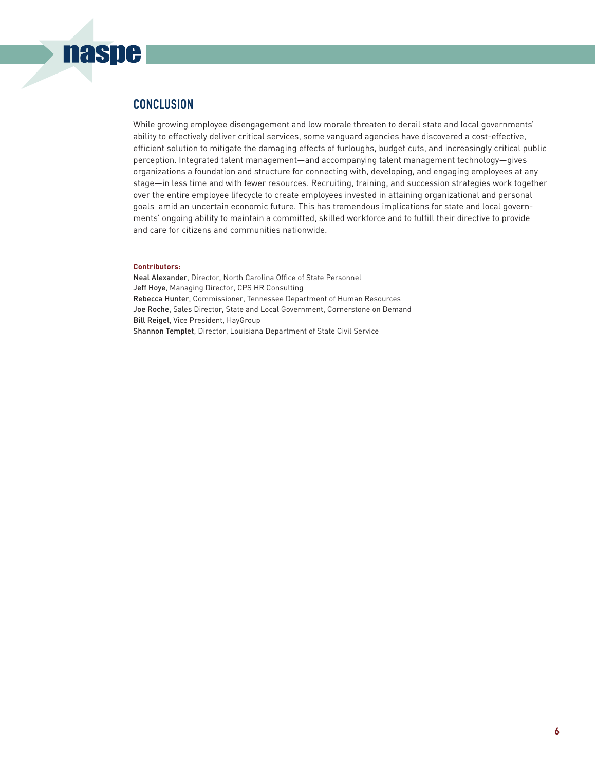## CONCLUSION

While growing employee disengagement and low morale threaten to derail state and local governments' ability to effectively deliver critical services, some vanguard agencies have discovered a cost-effective, efficient solution to mitigate the damaging effects of furloughs, budget cuts, and increasingly critical public perception. Integrated talent management—and accompanying talent management technology—gives organizations a foundation and structure for connecting with, developing, and engaging employees at any stage—in less time and with fewer resources. Recruiting, training, and succession strategies work together over the entire employee lifecycle to create employees invested in attaining organizational and personal goals amid an uncertain economic future. This has tremendous implications for state and local governments' ongoing ability to maintain a committed, skilled workforce and to fulfill their directive to provide and care for citizens and communities nationwide.

**Contributors:**

Neal Alexander, Director, North Carolina Office of State Personnel
Jeff Hoye, Managing Director, CPS HR Consulting
Rebecca Hunter, Commissioner, Tennessee Department of Human Resources
Joe Roche, Sales Director, State and Local Government, Cornerstone on Demand
Bill Reigel, Vice President, HayGroup
Shannon Templet, Director, Louisiana Department of State Civil Service